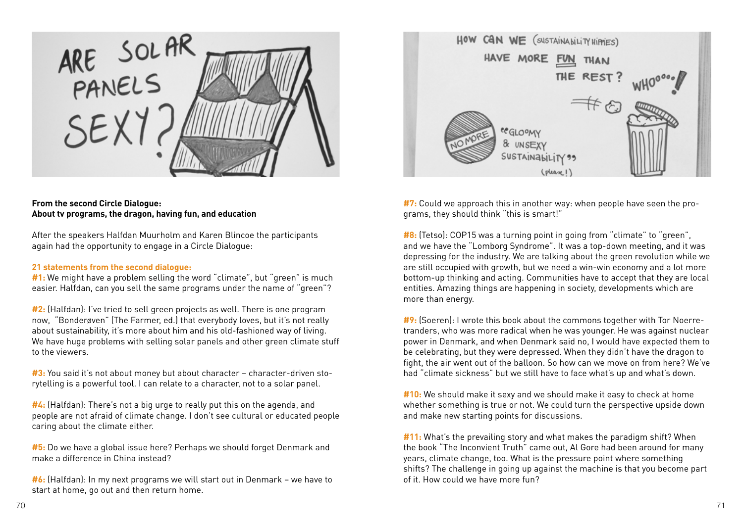**From the second Circle Dialogue:**
**About tv programs, the dragon, having fun, and education**

After the speakers Halfdan Muurholm and Karen Blincoe the participants again had the opportunity to engage in a Circle Dialogue:

**21 statements from the second dialogue:**

**#1:** We might have a problem selling the word "climate", but "green" is much easier. Halfdan, can you sell the same programs under the name of "green"?

**#2:** (Halfdan): I've tried to sell green projects as well. There is one program now, "Bonderøven" (The Farmer, ed.) that everybody loves, but it's not really about sustainability, it's more about him and his old-fashioned way of living. We have huge problems with selling solar panels and other green climate stuff to the viewers.

**#3:** You said it's not about money but about character – character-driven storytelling is a powerful tool. I can relate to a character, not to a solar panel.

**#4:** (Halfdan): There's not a big urge to really put this on the agenda, and people are not afraid of climate change. I don't see cultural or educated people caring about the climate either.

**#5:** Do we have a global issue here? Perhaps we should forget Denmark and make a difference in China instead?

**#6:** (Halfdan): In my next programs we will start out in Denmark – we have to start at home, go out and then return home.

**#7:** Could we approach this in another way: when people have seen the programs, they should think "this is smart!"

**#8:** (Tetso): COP15 was a turning point in going from "climate" to "green", and we have the "Lomborg Syndrome". It was a top-down meeting, and it was depressing for the industry. We are talking about the green revolution while we are still occupied with growth, but we need a win-win economy and a lot more bottom-up thinking and acting. Communities have to accept that they are local entities. Amazing things are happening in society, developments which are more than energy.

**#9:** (Soeren): I wrote this book about the commons together with Tor Noerretranders, who was more radical when he was younger. He was against nuclear power in Denmark, and when Denmark said no, I would have expected them to be celebrating, but they were depressed. When they didn't have the dragon to fight, the air went out of the balloon. So how can we move on from here? We've had "climate sickness" but we still have to face what's up and what's down.

**#10:** We should make it sexy and we should make it easy to check at home whether something is true or not. We could turn the perspective upside down and make new starting points for discussions.

**#11:** What's the prevailing story and what makes the paradigm shift? When the book "The Inconvient Truth" came out, Al Gore had been around for many years, climate change, too. What is the pressure point where something shifts? The challenge in going up against the machine is that you become part of it. How could we have more fun?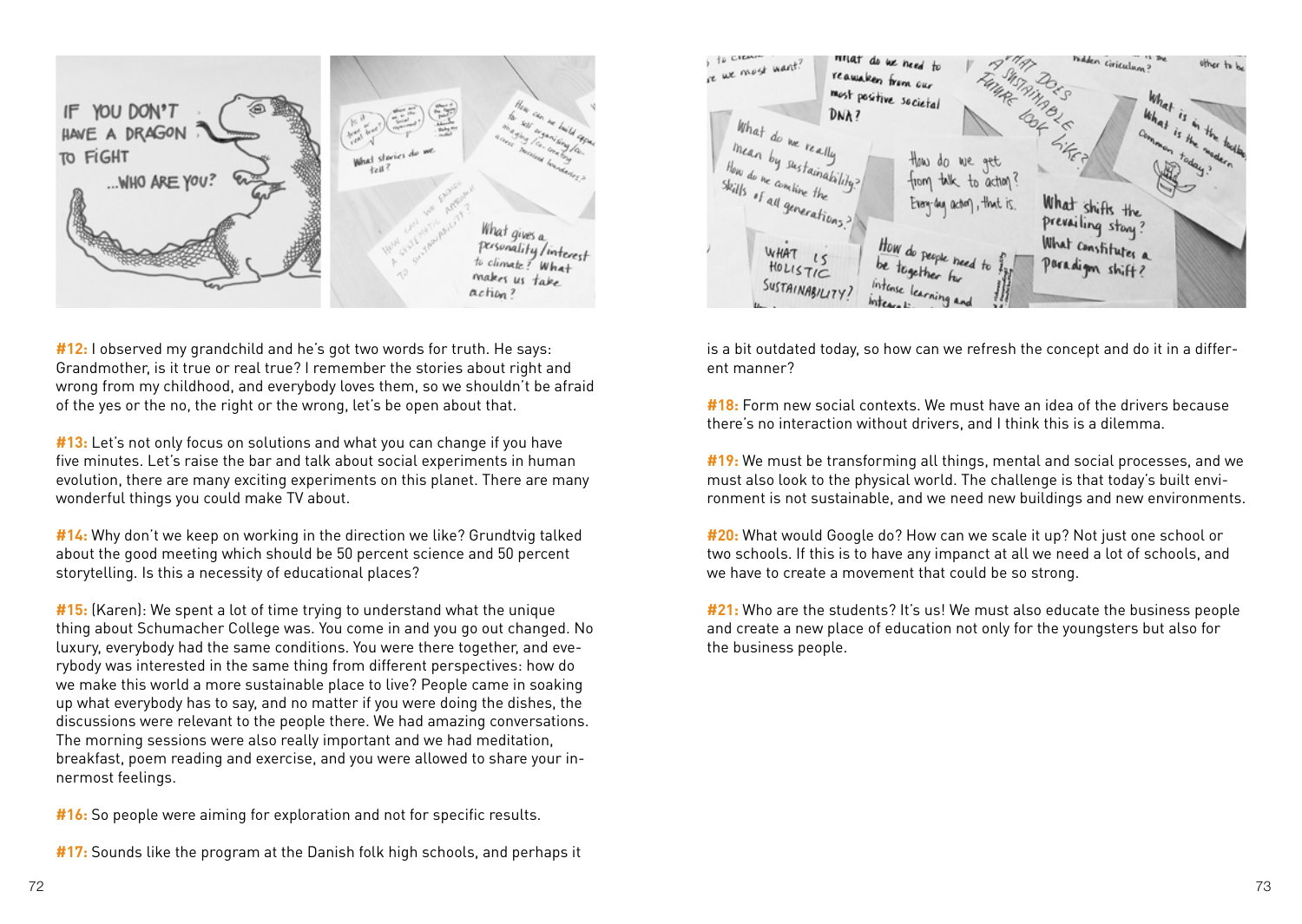**#12:** I observed my grandchild and he's got two words for truth. He says: Grandmother, is it true or real true? I remember the stories about right and wrong from my childhood, and everybody loves them, so we shouldn't be afraid of the yes or the no, the right or the wrong, let's be open about that.

**#13:** Let's not only focus on solutions and what you can change if you have five minutes. Let's raise the bar and talk about social experiments in human evolution, there are many exciting experiments on this planet. There are many wonderful things you could make TV about.

**#14:** Why don't we keep on working in the direction we like? Grundtvig talked about the good meeting which should be 50 percent science and 50 percent storytelling. Is this a necessity of educational places?

**#15:** (Karen): We spent a lot of time trying to understand what the unique thing about Schumacher College was. You come in and you go out changed. No luxury, everybody had the same conditions. You were there together, and everybody was interested in the same thing from different perspectives: how do we make this world a more sustainable place to live? People came in soaking up what everybody has to say, and no matter if you were doing the dishes, the discussions were relevant to the people there. We had amazing conversations. The morning sessions were also really important and we had meditation, breakfast, poem reading and exercise, and you were allowed to share your innermost feelings.

**#16:** So people were aiming for exploration and not for specific results.

**#17:** Sounds like the program at the Danish folk high schools, and perhaps it is a bit outdated today, so how can we refresh the concept and do it in a different manner?

**#18:** Form new social contexts. We must have an idea of the drivers because there's no interaction without drivers, and I think this is a dilemma.

**#19:** We must be transforming all things, mental and social processes, and we must also look to the physical world. The challenge is that today's built environment is not sustainable, and we need new buildings and new environments.

**#20:** What would Google do? How can we scale it up? Not just one school or two schools. If this is to have any impanct at all we need a lot of schools, and we have to create a movement that could be so strong.

**#21:** Who are the students? It's us! We must also educate the business people and create a new place of education not only for the youngsters but also for the business people.